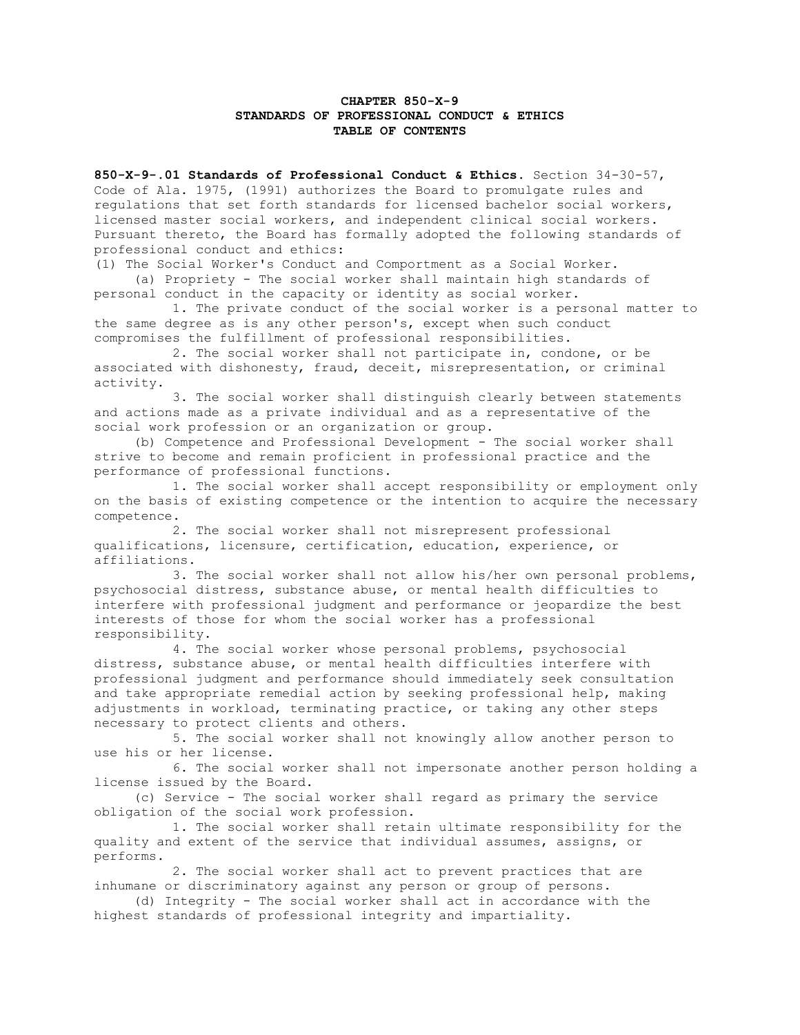# CHAPTER 850-X-9
## STANDARDS OF PROFESSIONAL CONDUCT & ETHICS
## TABLE OF CONTENTS

**850-X-9-.01 Standards of Professional Conduct & Ethics.** Section 34-30-57, Code of Ala. 1975, (1991) authorizes the Board to promulgate rules and regulations that set forth standards for licensed bachelor social workers, licensed master social workers, and independent clinical social workers. Pursuant thereto, the Board has formally adopted the following standards of professional conduct and ethics:

(1) The Social Worker's Conduct and Comportment as a Social Worker.

(a) Propriety - The social worker shall maintain high standards of personal conduct in the capacity or identity as social worker.

1. The private conduct of the social worker is a personal matter to the same degree as is any other person's, except when such conduct compromises the fulfillment of professional responsibilities.

2. The social worker shall not participate in, condone, or be associated with dishonesty, fraud, deceit, misrepresentation, or criminal activity.

3. The social worker shall distinguish clearly between statements and actions made as a private individual and as a representative of the social work profession or an organization or group.

(b) Competence and Professional Development - The social worker shall strive to become and remain proficient in professional practice and the performance of professional functions.

1. The social worker shall accept responsibility or employment only on the basis of existing competence or the intention to acquire the necessary competence.

2. The social worker shall not misrepresent professional qualifications, licensure, certification, education, experience, or affiliations.

3. The social worker shall not allow his/her own personal problems, psychosocial distress, substance abuse, or mental health difficulties to interfere with professional judgment and performance or jeopardize the best interests of those for whom the social worker has a professional responsibility.

4. The social worker whose personal problems, psychosocial distress, substance abuse, or mental health difficulties interfere with professional judgment and performance should immediately seek consultation and take appropriate remedial action by seeking professional help, making adjustments in workload, terminating practice, or taking any other steps necessary to protect clients and others.

5. The social worker shall not knowingly allow another person to use his or her license.

6. The social worker shall not impersonate another person holding a license issued by the Board.

(c) Service - The social worker shall regard as primary the service obligation of the social work profession.

1. The social worker shall retain ultimate responsibility for the quality and extent of the service that individual assumes, assigns, or performs.

2. The social worker shall act to prevent practices that are inhumane or discriminatory against any person or group of persons.

(d) Integrity - The social worker shall act in accordance with the highest standards of professional integrity and impartiality.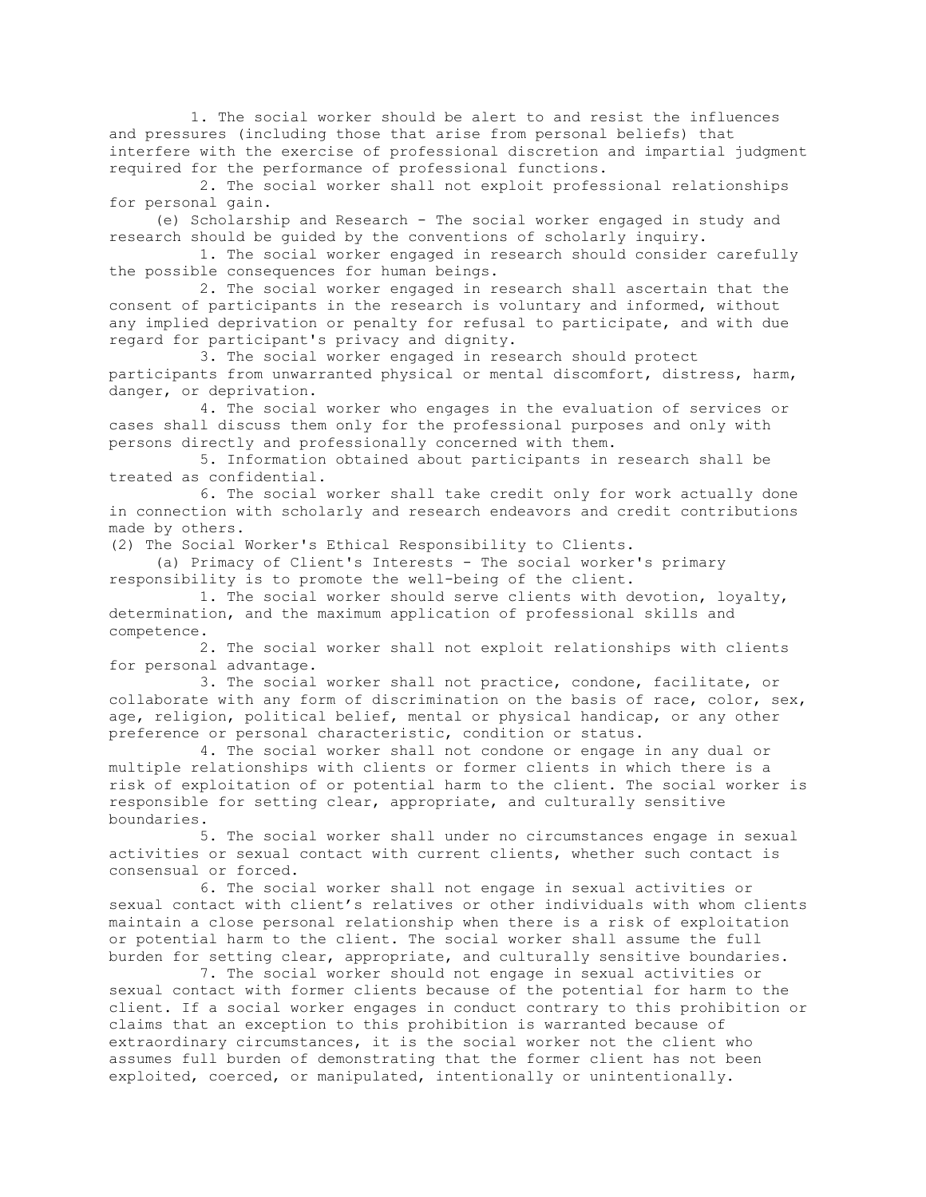1. The social worker should be alert to and resist the influences and pressures (including those that arise from personal beliefs) that interfere with the exercise of professional discretion and impartial judgment required for the performance of professional functions.

2. The social worker shall not exploit professional relationships for personal gain.

(e) Scholarship and Research - The social worker engaged in study and research should be guided by the conventions of scholarly inquiry.

1. The social worker engaged in research should consider carefully the possible consequences for human beings.

2. The social worker engaged in research shall ascertain that the consent of participants in the research is voluntary and informed, without any implied deprivation or penalty for refusal to participate, and with due regard for participant's privacy and dignity.

3. The social worker engaged in research should protect participants from unwarranted physical or mental discomfort, distress, harm, danger, or deprivation.

4. The social worker who engages in the evaluation of services or cases shall discuss them only for the professional purposes and only with persons directly and professionally concerned with them.

5. Information obtained about participants in research shall be treated as confidential.

6. The social worker shall take credit only for work actually done in connection with scholarly and research endeavors and credit contributions made by others.

(2) The Social Worker's Ethical Responsibility to Clients.

(a) Primacy of Client's Interests - The social worker's primary responsibility is to promote the well-being of the client.

1. The social worker should serve clients with devotion, loyalty, determination, and the maximum application of professional skills and competence.

2. The social worker shall not exploit relationships with clients for personal advantage.

3. The social worker shall not practice, condone, facilitate, or collaborate with any form of discrimination on the basis of race, color, sex, age, religion, political belief, mental or physical handicap, or any other preference or personal characteristic, condition or status.

4. The social worker shall not condone or engage in any dual or multiple relationships with clients or former clients in which there is a risk of exploitation of or potential harm to the client. The social worker is responsible for setting clear, appropriate, and culturally sensitive boundaries.

5. The social worker shall under no circumstances engage in sexual activities or sexual contact with current clients, whether such contact is consensual or forced.

6. The social worker shall not engage in sexual activities or sexual contact with client's relatives or other individuals with whom clients maintain a close personal relationship when there is a risk of exploitation or potential harm to the client. The social worker shall assume the full burden for setting clear, appropriate, and culturally sensitive boundaries.

7. The social worker should not engage in sexual activities or sexual contact with former clients because of the potential for harm to the client. If a social worker engages in conduct contrary to this prohibition or claims that an exception to this prohibition is warranted because of extraordinary circumstances, it is the social worker not the client who assumes full burden of demonstrating that the former client has not been exploited, coerced, or manipulated, intentionally or unintentionally.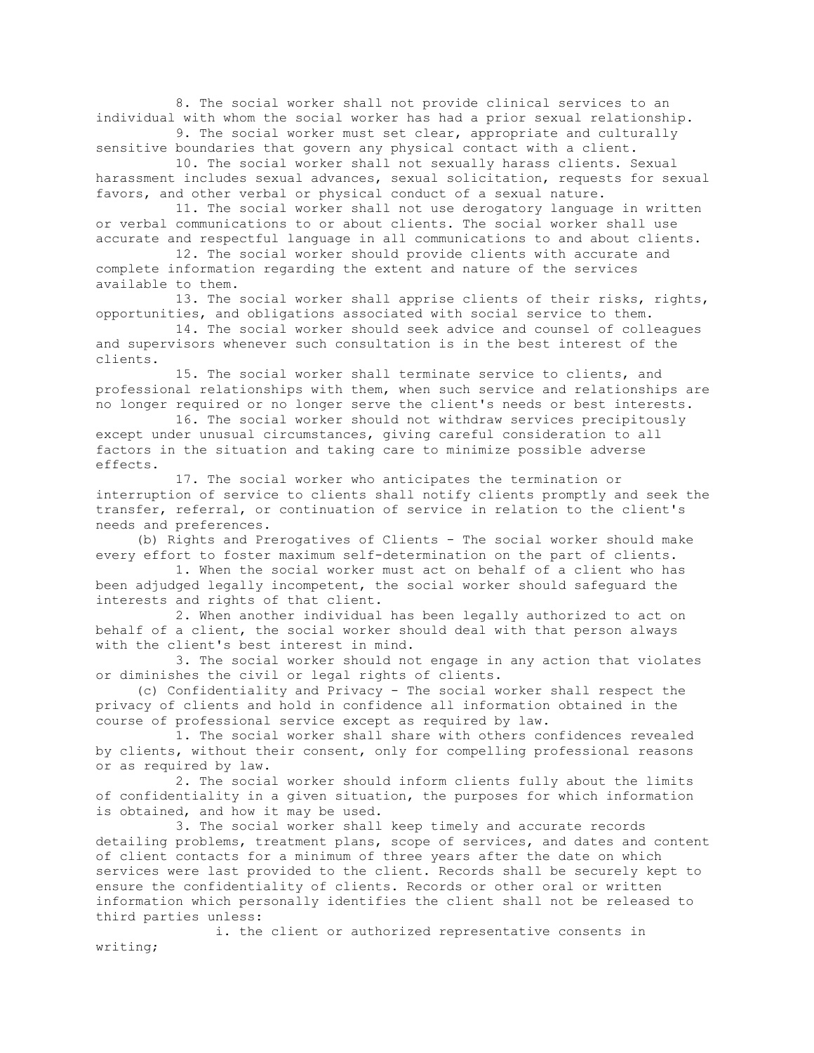8. The social worker shall not provide clinical services to an individual with whom the social worker has had a prior sexual relationship.

9. The social worker must set clear, appropriate and culturally sensitive boundaries that govern any physical contact with a client.

10. The social worker shall not sexually harass clients. Sexual harassment includes sexual advances, sexual solicitation, requests for sexual favors, and other verbal or physical conduct of a sexual nature.

11. The social worker shall not use derogatory language in written or verbal communications to or about clients. The social worker shall use accurate and respectful language in all communications to and about clients.

12. The social worker should provide clients with accurate and complete information regarding the extent and nature of the services available to them.

13. The social worker shall apprise clients of their risks, rights, opportunities, and obligations associated with social service to them.

14. The social worker should seek advice and counsel of colleagues and supervisors whenever such consultation is in the best interest of the clients.

15. The social worker shall terminate service to clients, and professional relationships with them, when such service and relationships are no longer required or no longer serve the client's needs or best interests.

16. The social worker should not withdraw services precipitously except under unusual circumstances, giving careful consideration to all factors in the situation and taking care to minimize possible adverse effects.

17. The social worker who anticipates the termination or interruption of service to clients shall notify clients promptly and seek the transfer, referral, or continuation of service in relation to the client's needs and preferences.

(b) Rights and Prerogatives of Clients - The social worker should make every effort to foster maximum self-determination on the part of clients.

1. When the social worker must act on behalf of a client who has been adjudged legally incompetent, the social worker should safeguard the interests and rights of that client.

2. When another individual has been legally authorized to act on behalf of a client, the social worker should deal with that person always with the client's best interest in mind.

3. The social worker should not engage in any action that violates or diminishes the civil or legal rights of clients.

(c) Confidentiality and Privacy - The social worker shall respect the privacy of clients and hold in confidence all information obtained in the course of professional service except as required by law.

1. The social worker shall share with others confidences revealed by clients, without their consent, only for compelling professional reasons or as required by law.

2. The social worker should inform clients fully about the limits of confidentiality in a given situation, the purposes for which information is obtained, and how it may be used.

3. The social worker shall keep timely and accurate records detailing problems, treatment plans, scope of services, and dates and content of client contacts for a minimum of three years after the date on which services were last provided to the client. Records shall be securely kept to ensure the confidentiality of clients. Records or other oral or written information which personally identifies the client shall not be released to third parties unless:

i. the client or authorized representative consents in writing;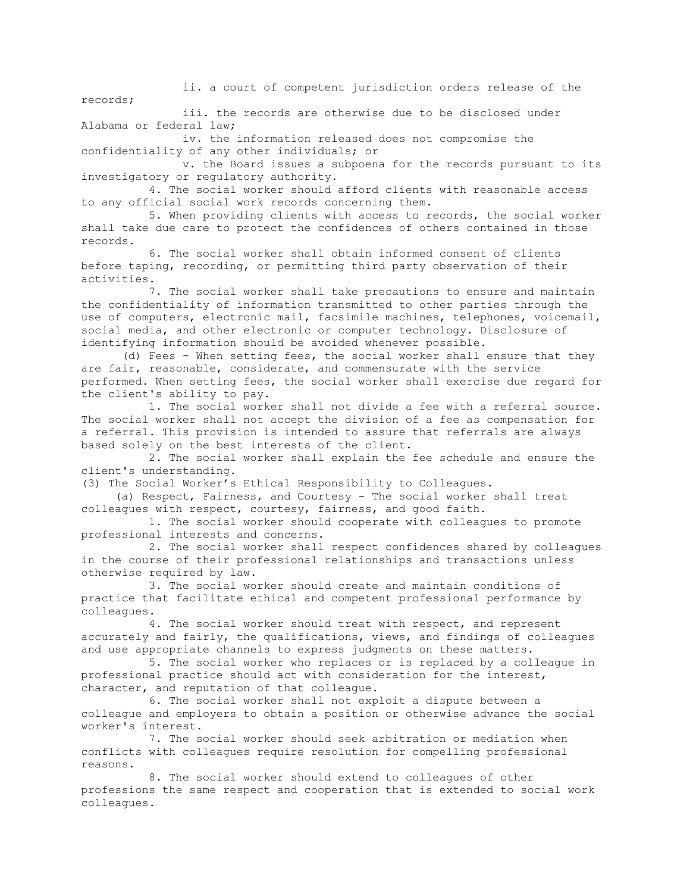ii. a court of competent jurisdiction orders release of the records;

iii. the records are otherwise due to be disclosed under Alabama or federal law;

iv. the information released does not compromise the confidentiality of any other individuals; or

v. the Board issues a subpoena for the records pursuant to its investigatory or regulatory authority.

4. The social worker should afford clients with reasonable access to any official social work records concerning them.

5. When providing clients with access to records, the social worker shall take due care to protect the confidences of others contained in those records.

6. The social worker shall obtain informed consent of clients before taping, recording, or permitting third party observation of their activities.

7. The social worker shall take precautions to ensure and maintain the confidentiality of information transmitted to other parties through the use of computers, electronic mail, facsimile machines, telephones, voicemail, social media, and other electronic or computer technology. Disclosure of identifying information should be avoided whenever possible.

(d) Fees - When setting fees, the social worker shall ensure that they are fair, reasonable, considerate, and commensurate with the service performed. When setting fees, the social worker shall exercise due regard for the client's ability to pay.

1. The social worker shall not divide a fee with a referral source. The social worker shall not accept the division of a fee as compensation for a referral. This provision is intended to assure that referrals are always based solely on the best interests of the client.

2. The social worker shall explain the fee schedule and ensure the client's understanding.

(3) The Social Worker's Ethical Responsibility to Colleagues.

(a) Respect, Fairness, and Courtesy - The social worker shall treat colleagues with respect, courtesy, fairness, and good faith.

1. The social worker should cooperate with colleagues to promote professional interests and concerns.

2. The social worker shall respect confidences shared by colleagues in the course of their professional relationships and transactions unless otherwise required by law.

3. The social worker should create and maintain conditions of practice that facilitate ethical and competent professional performance by colleagues.

4. The social worker should treat with respect, and represent accurately and fairly, the qualifications, views, and findings of colleagues and use appropriate channels to express judgments on these matters.

5. The social worker who replaces or is replaced by a colleague in professional practice should act with consideration for the interest, character, and reputation of that colleague.

6. The social worker shall not exploit a dispute between a colleague and employers to obtain a position or otherwise advance the social worker's interest.

7. The social worker should seek arbitration or mediation when conflicts with colleagues require resolution for compelling professional reasons.

8. The social worker should extend to colleagues of other professions the same respect and cooperation that is extended to social work colleagues.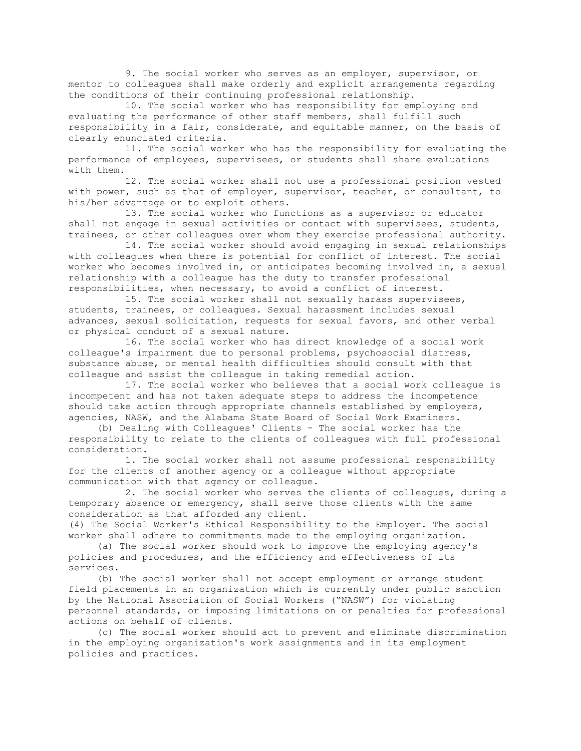9. The social worker who serves as an employer, supervisor, or mentor to colleagues shall make orderly and explicit arrangements regarding the conditions of their continuing professional relationship.

10. The social worker who has responsibility for employing and evaluating the performance of other staff members, shall fulfill such responsibility in a fair, considerate, and equitable manner, on the basis of clearly enunciated criteria.

11. The social worker who has the responsibility for evaluating the performance of employees, supervisees, or students shall share evaluations with them.

12. The social worker shall not use a professional position vested with power, such as that of employer, supervisor, teacher, or consultant, to his/her advantage or to exploit others.

13. The social worker who functions as a supervisor or educator shall not engage in sexual activities or contact with supervisees, students, trainees, or other colleagues over whom they exercise professional authority.

14. The social worker should avoid engaging in sexual relationships with colleagues when there is potential for conflict of interest. The social worker who becomes involved in, or anticipates becoming involved in, a sexual relationship with a colleague has the duty to transfer professional responsibilities, when necessary, to avoid a conflict of interest.

15. The social worker shall not sexually harass supervisees, students, trainees, or colleagues. Sexual harassment includes sexual advances, sexual solicitation, requests for sexual favors, and other verbal or physical conduct of a sexual nature.

16. The social worker who has direct knowledge of a social work colleague's impairment due to personal problems, psychosocial distress, substance abuse, or mental health difficulties should consult with that colleague and assist the colleague in taking remedial action.

17. The social worker who believes that a social work colleague is incompetent and has not taken adequate steps to address the incompetence should take action through appropriate channels established by employers, agencies, NASW, and the Alabama State Board of Social Work Examiners.

(b) Dealing with Colleagues' Clients - The social worker has the responsibility to relate to the clients of colleagues with full professional consideration.

1. The social worker shall not assume professional responsibility for the clients of another agency or a colleague without appropriate communication with that agency or colleague.

2. The social worker who serves the clients of colleagues, during a temporary absence or emergency, shall serve those clients with the same consideration as that afforded any client.

(4) The Social Worker's Ethical Responsibility to the Employer. The social worker shall adhere to commitments made to the employing organization.

(a) The social worker should work to improve the employing agency's policies and procedures, and the efficiency and effectiveness of its services.

(b) The social worker shall not accept employment or arrange student field placements in an organization which is currently under public sanction by the National Association of Social Workers ("NASW") for violating personnel standards, or imposing limitations on or penalties for professional actions on behalf of clients.

(c) The social worker should act to prevent and eliminate discrimination in the employing organization's work assignments and in its employment policies and practices.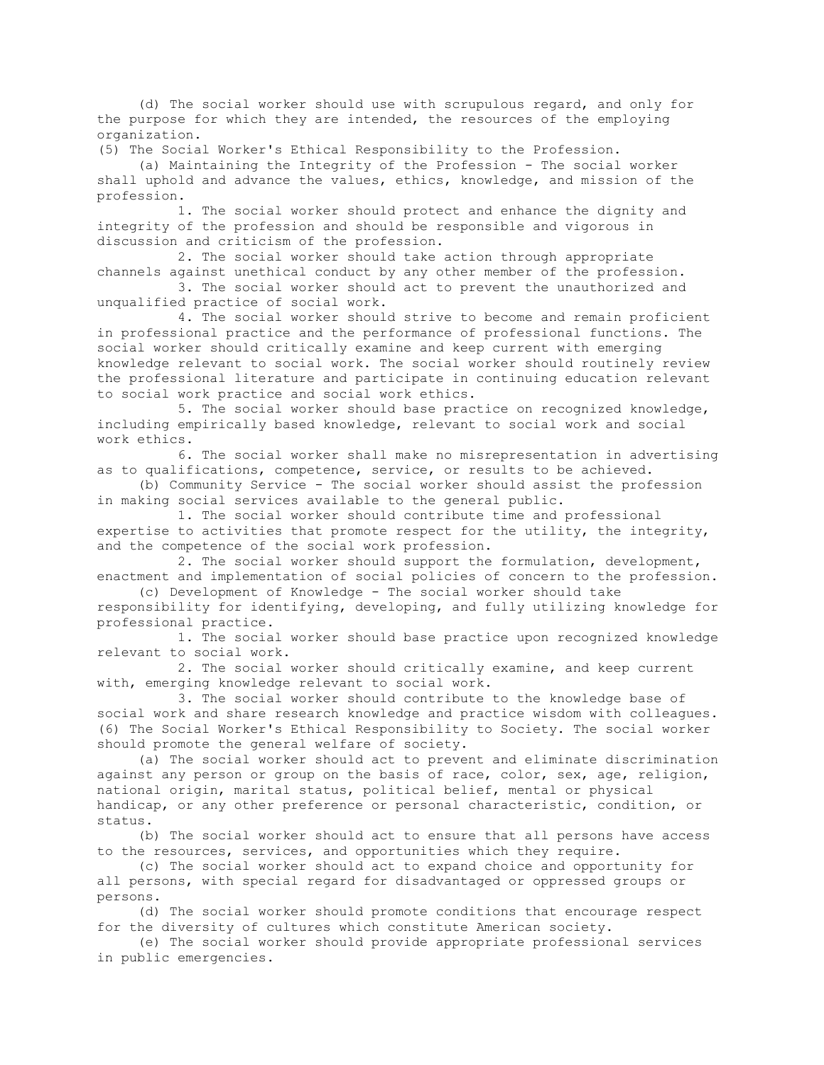(d) The social worker should use with scrupulous regard, and only for the purpose for which they are intended, the resources of the employing organization.

(5) The Social Worker's Ethical Responsibility to the Profession.

(a) Maintaining the Integrity of the Profession - The social worker shall uphold and advance the values, ethics, knowledge, and mission of the profession.

1. The social worker should protect and enhance the dignity and integrity of the profession and should be responsible and vigorous in discussion and criticism of the profession.
2. The social worker should take action through appropriate channels against unethical conduct by any other member of the profession.
3. The social worker should act to prevent the unauthorized and unqualified practice of social work.
4. The social worker should strive to become and remain proficient in professional practice and the performance of professional functions. The social worker should critically examine and keep current with emerging knowledge relevant to social work. The social worker should routinely review the professional literature and participate in continuing education relevant to social work practice and social work ethics.
5. The social worker should base practice on recognized knowledge, including empirically based knowledge, relevant to social work and social work ethics.
6. The social worker shall make no misrepresentation in advertising as to qualifications, competence, service, or results to be achieved.

(b) Community Service - The social worker should assist the profession in making social services available to the general public.

1. The social worker should contribute time and professional expertise to activities that promote respect for the utility, the integrity, and the competence of the social work profession.
2. The social worker should support the formulation, development, enactment and implementation of social policies of concern to the profession.

(c) Development of Knowledge - The social worker should take responsibility for identifying, developing, and fully utilizing knowledge for professional practice.

1. The social worker should base practice upon recognized knowledge relevant to social work.
2. The social worker should critically examine, and keep current with, emerging knowledge relevant to social work.
3. The social worker should contribute to the knowledge base of social work and share research knowledge and practice wisdom with colleagues.

(6) The Social Worker's Ethical Responsibility to Society. The social worker should promote the general welfare of society.

(a) The social worker should act to prevent and eliminate discrimination against any person or group on the basis of race, color, sex, age, religion, national origin, marital status, political belief, mental or physical handicap, or any other preference or personal characteristic, condition, or status.

(b) The social worker should act to ensure that all persons have access to the resources, services, and opportunities which they require.

(c) The social worker should act to expand choice and opportunity for all persons, with special regard for disadvantaged or oppressed groups or persons.

(d) The social worker should promote conditions that encourage respect for the diversity of cultures which constitute American society.

(e) The social worker should provide appropriate professional services in public emergencies.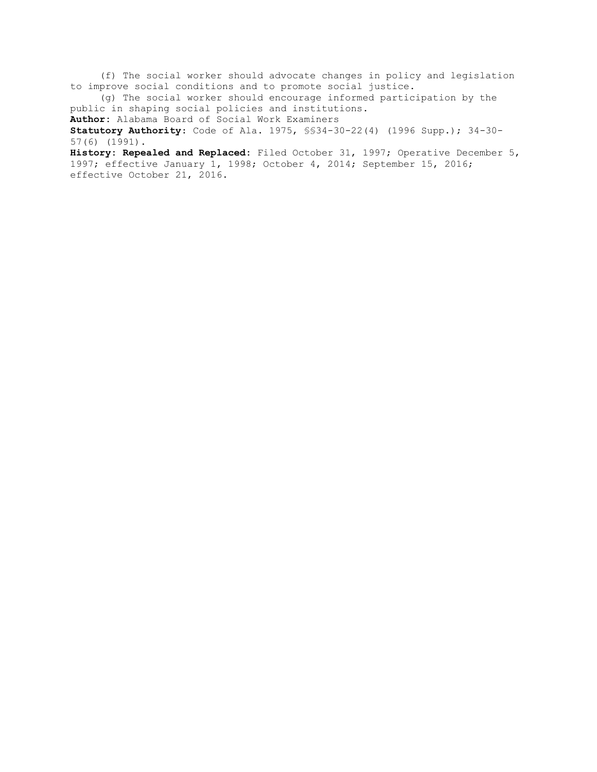(f) The social worker should advocate changes in policy and legislation to improve social conditions and to promote social justice.

(g) The social worker should encourage informed participation by the public in shaping social policies and institutions.

**Author:** Alabama Board of Social Work Examiners

**Statutory Authority:** Code of Ala. 1975, §§34-30-22(4) (1996 Supp.); 34-30-57(6) (1991).

**History: Repealed and Replaced:** Filed October 31, 1997; Operative December 5, 1997; effective January 1, 1998; October 4, 2014; September 15, 2016; effective October 21, 2016.